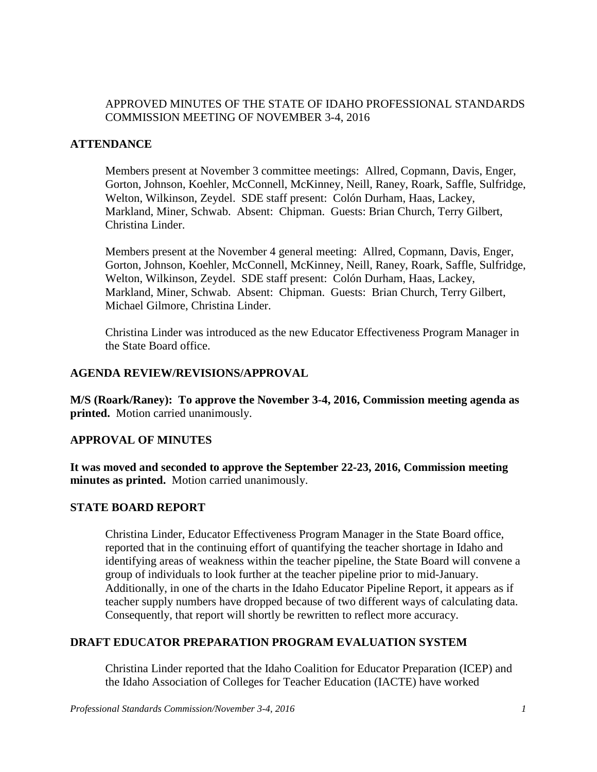APPROVED MINUTES OF THE STATE OF IDAHO PROFESSIONAL STANDARDS COMMISSION MEETING OF NOVEMBER 3-4, 2016

## ATTENDANCE

Members present at November 3 committee meetings: Allred, Copmann, Davis, Enger, Gorton, Johnson, Koehler, McConnell, McKinney, Neill, Raney, Roark, Saffle, Sulfridge, Welton, Wilkinson, Zeydel. SDE staff present: Colón Durham, Haas, Lackey, Markland, Miner, Schwab. Absent: Chipman. Guests: Brian Church, Terry Gilbert, Christina Linder.

Members present at the November 4 general meeting: Allred, Copmann, Davis, Enger, Gorton, Johnson, Koehler, McConnell, McKinney, Neill, Raney, Roark, Saffle, Sulfridge, Welton, Wilkinson, Zeydel. SDE staff present: Colón Durham, Haas, Lackey, Markland, Miner, Schwab. Absent: Chipman. Guests: Brian Church, Terry Gilbert, Michael Gilmore, Christina Linder.

Christina Linder was introduced as the new Educator Effectiveness Program Manager in the State Board office.

## AGENDA REVIEW/REVISIONS/APPROVAL

**M/S (Roark/Raney): To approve the November 3-4, 2016, Commission meeting agenda as printed.** Motion carried unanimously.

## APPROVAL OF MINUTES

**It was moved and seconded to approve the September 22-23, 2016, Commission meeting minutes as printed.** Motion carried unanimously.

## STATE BOARD REPORT

Christina Linder, Educator Effectiveness Program Manager in the State Board office, reported that in the continuing effort of quantifying the teacher shortage in Idaho and identifying areas of weakness within the teacher pipeline, the State Board will convene a group of individuals to look further at the teacher pipeline prior to mid-January. Additionally, in one of the charts in the Idaho Educator Pipeline Report, it appears as if teacher supply numbers have dropped because of two different ways of calculating data. Consequently, that report will shortly be rewritten to reflect more accuracy.

## DRAFT EDUCATOR PREPARATION PROGRAM EVALUATION SYSTEM

Christina Linder reported that the Idaho Coalition for Educator Preparation (ICEP) and the Idaho Association of Colleges for Teacher Education (IACTE) have worked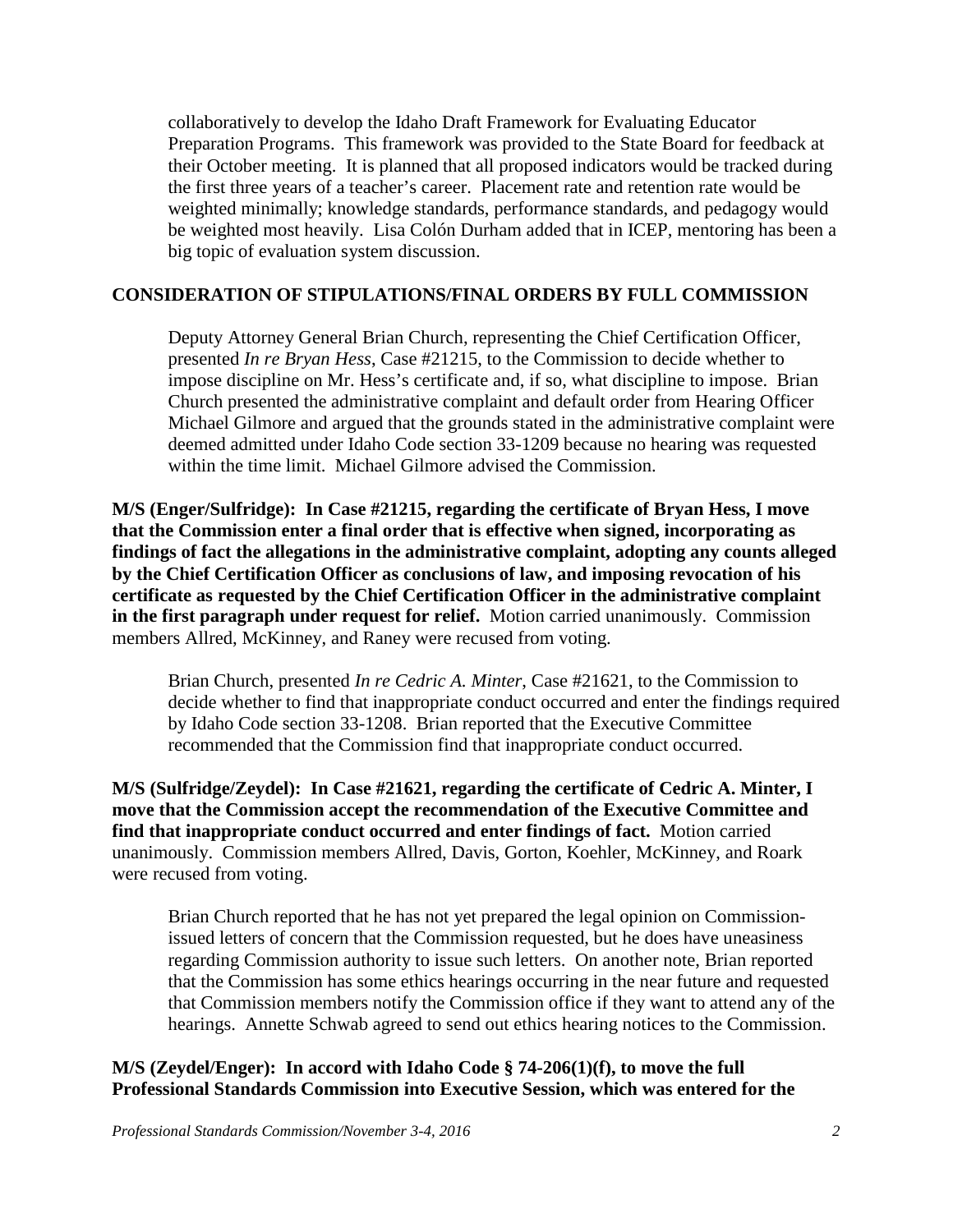collaboratively to develop the Idaho Draft Framework for Evaluating Educator Preparation Programs. This framework was provided to the State Board for feedback at their October meeting. It is planned that all proposed indicators would be tracked during the first three years of a teacher's career. Placement rate and retention rate would be weighted minimally; knowledge standards, performance standards, and pedagogy would be weighted most heavily. Lisa Colón Durham added that in ICEP, mentoring has been a big topic of evaluation system discussion.

## CONSIDERATION OF STIPULATIONS/FINAL ORDERS BY FULL COMMISSION

Deputy Attorney General Brian Church, representing the Chief Certification Officer, presented *In re Bryan Hess*, Case #21215, to the Commission to decide whether to impose discipline on Mr. Hess's certificate and, if so, what discipline to impose. Brian Church presented the administrative complaint and default order from Hearing Officer Michael Gilmore and argued that the grounds stated in the administrative complaint were deemed admitted under Idaho Code section 33-1209 because no hearing was requested within the time limit. Michael Gilmore advised the Commission.

**M/S (Enger/Sulfridge): In Case #21215, regarding the certificate of Bryan Hess, I move that the Commission enter a final order that is effective when signed, incorporating as findings of fact the allegations in the administrative complaint, adopting any counts alleged by the Chief Certification Officer as conclusions of law, and imposing revocation of his certificate as requested by the Chief Certification Officer in the administrative complaint in the first paragraph under request for relief.** Motion carried unanimously. Commission members Allred, McKinney, and Raney were recused from voting.

Brian Church, presented *In re Cedric A. Minter*, Case #21621, to the Commission to decide whether to find that inappropriate conduct occurred and enter the findings required by Idaho Code section 33-1208. Brian reported that the Executive Committee recommended that the Commission find that inappropriate conduct occurred.

**M/S (Sulfridge/Zeydel): In Case #21621, regarding the certificate of Cedric A. Minter, I move that the Commission accept the recommendation of the Executive Committee and find that inappropriate conduct occurred and enter findings of fact.** Motion carried unanimously. Commission members Allred, Davis, Gorton, Koehler, McKinney, and Roark were recused from voting.

Brian Church reported that he has not yet prepared the legal opinion on Commission-issued letters of concern that the Commission requested, but he does have uneasiness regarding Commission authority to issue such letters. On another note, Brian reported that the Commission has some ethics hearings occurring in the near future and requested that Commission members notify the Commission office if they want to attend any of the hearings. Annette Schwab agreed to send out ethics hearing notices to the Commission.

**M/S (Zeydel/Enger): In accord with Idaho Code § 74-206(1)(f), to move the full Professional Standards Commission into Executive Session, which was entered for the**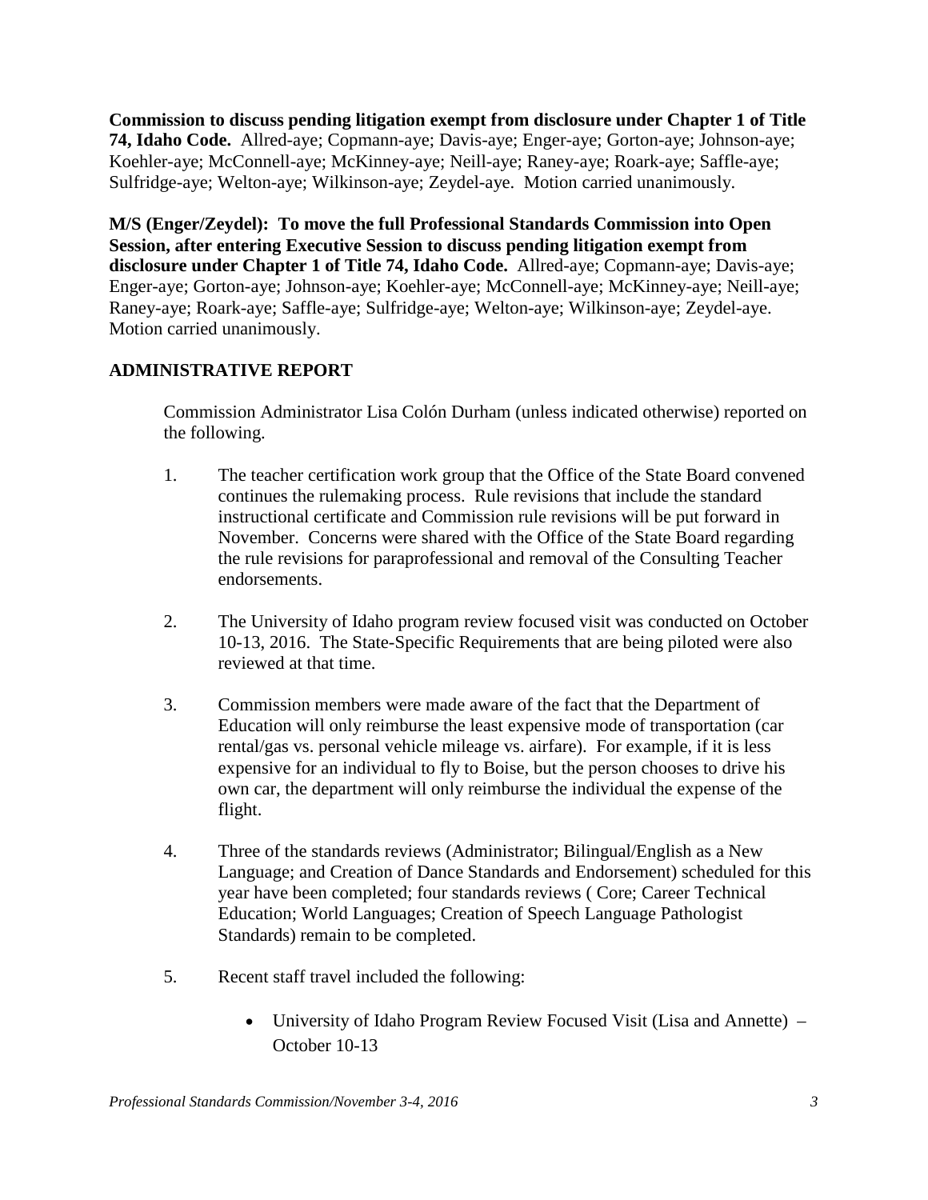**Commission to discuss pending litigation exempt from disclosure under Chapter 1 of Title 74, Idaho Code.** Allred-aye; Copmann-aye; Davis-aye; Enger-aye; Gorton-aye; Johnson-aye; Koehler-aye; McConnell-aye; McKinney-aye; Neill-aye; Raney-aye; Roark-aye; Saffle-aye; Sulfridge-aye; Welton-aye; Wilkinson-aye; Zeydel-aye. Motion carried unanimously.

**M/S (Enger/Zeydel): To move the full Professional Standards Commission into Open Session, after entering Executive Session to discuss pending litigation exempt from disclosure under Chapter 1 of Title 74, Idaho Code.** Allred-aye; Copmann-aye; Davis-aye; Enger-aye; Gorton-aye; Johnson-aye; Koehler-aye; McConnell-aye; McKinney-aye; Neill-aye; Raney-aye; Roark-aye; Saffle-aye; Sulfridge-aye; Welton-aye; Wilkinson-aye; Zeydel-aye. Motion carried unanimously.

## ADMINISTRATIVE REPORT

Commission Administrator Lisa Colón Durham (unless indicated otherwise) reported on the following.

1. The teacher certification work group that the Office of the State Board convened continues the rulemaking process. Rule revisions that include the standard instructional certificate and Commission rule revisions will be put forward in November. Concerns were shared with the Office of the State Board regarding the rule revisions for paraprofessional and removal of the Consulting Teacher endorsements.

2. The University of Idaho program review focused visit was conducted on October 10-13, 2016. The State-Specific Requirements that are being piloted were also reviewed at that time.

3. Commission members were made aware of the fact that the Department of Education will only reimburse the least expensive mode of transportation (car rental/gas vs. personal vehicle mileage vs. airfare). For example, if it is less expensive for an individual to fly to Boise, but the person chooses to drive his own car, the department will only reimburse the individual the expense of the flight.

4. Three of the standards reviews (Administrator; Bilingual/English as a New Language; and Creation of Dance Standards and Endorsement) scheduled for this year have been completed; four standards reviews ( Core; Career Technical Education; World Languages; Creation of Speech Language Pathologist Standards) remain to be completed.

5. Recent staff travel included the following:

    - University of Idaho Program Review Focused Visit (Lisa and Annette) – October 10-13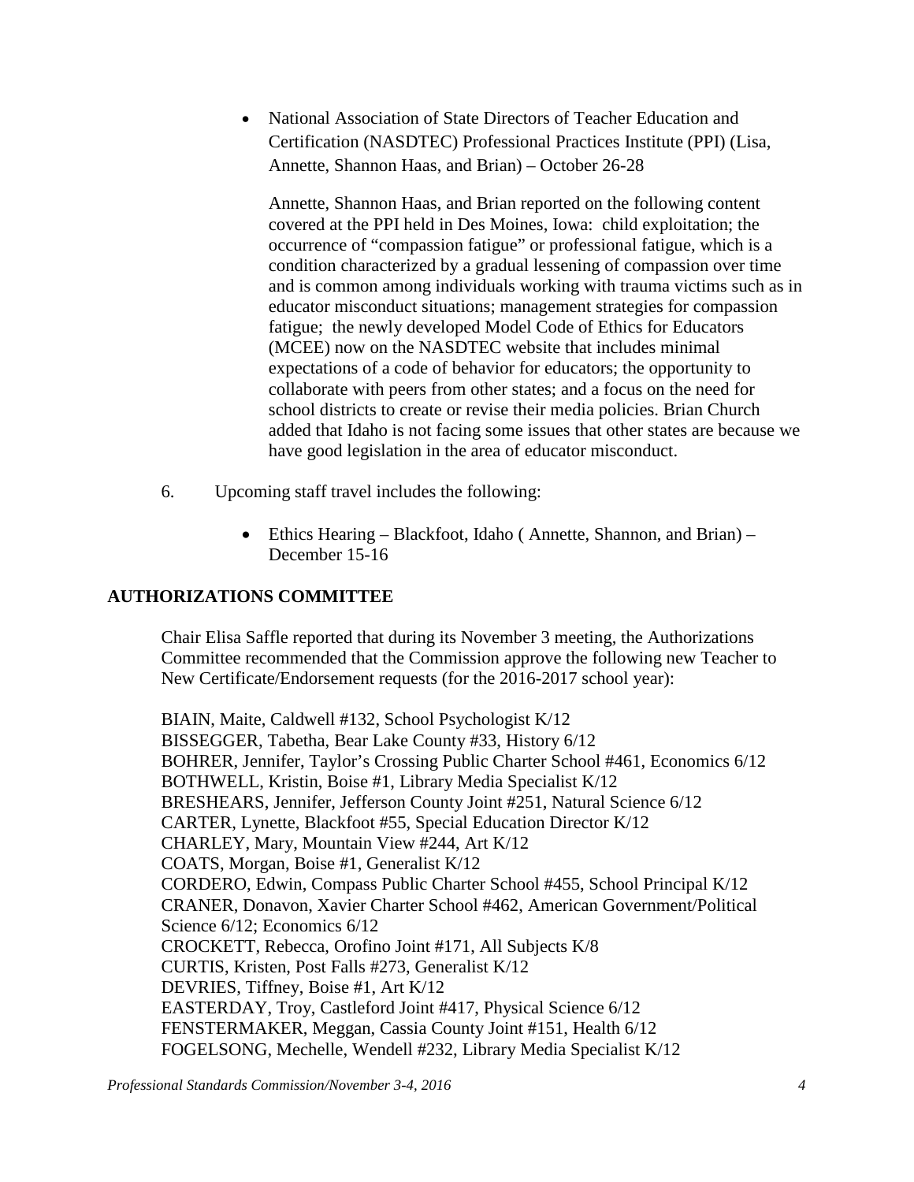- National Association of State Directors of Teacher Education and Certification (NASDTEC) Professional Practices Institute (PPI) (Lisa, Annette, Shannon Haas, and Brian) – October 26-28

  Annette, Shannon Haas, and Brian reported on the following content covered at the PPI held in Des Moines, Iowa: child exploitation; the occurrence of "compassion fatigue" or professional fatigue, which is a condition characterized by a gradual lessening of compassion over time and is common among individuals working with trauma victims such as in educator misconduct situations; management strategies for compassion fatigue; the newly developed Model Code of Ethics for Educators (MCEE) now on the NASDTEC website that includes minimal expectations of a code of behavior for educators; the opportunity to collaborate with peers from other states; and a focus on the need for school districts to create or revise their media policies. Brian Church added that Idaho is not facing some issues that other states are because we have good legislation in the area of educator misconduct.

6. Upcoming staff travel includes the following:

   - Ethics Hearing – Blackfoot, Idaho ( Annette, Shannon, and Brian) – December 15-16

## AUTHORIZATIONS COMMITTEE

Chair Elisa Saffle reported that during its November 3 meeting, the Authorizations Committee recommended that the Commission approve the following new Teacher to New Certificate/Endorsement requests (for the 2016-2017 school year):

BIAIN, Maite, Caldwell #132, School Psychologist K/12
BISSEGGER, Tabetha, Bear Lake County #33, History 6/12
BOHRER, Jennifer, Taylor's Crossing Public Charter School #461, Economics 6/12
BOTHWELL, Kristin, Boise #1, Library Media Specialist K/12
BRESHEARS, Jennifer, Jefferson County Joint #251, Natural Science 6/12
CARTER, Lynette, Blackfoot #55, Special Education Director K/12
CHARLEY, Mary, Mountain View #244, Art K/12
COATS, Morgan, Boise #1, Generalist K/12
CORDERO, Edwin, Compass Public Charter School #455, School Principal K/12
CRANER, Donavon, Xavier Charter School #462, American Government/Political Science 6/12; Economics 6/12
CROCKETT, Rebecca, Orofino Joint #171, All Subjects K/8
CURTIS, Kristen, Post Falls #273, Generalist K/12
DEVRIES, Tiffney, Boise #1, Art K/12
EASTERDAY, Troy, Castleford Joint #417, Physical Science 6/12
FENSTERMAKER, Meggan, Cassia County Joint #151, Health 6/12
FOGELSONG, Mechelle, Wendell #232, Library Media Specialist K/12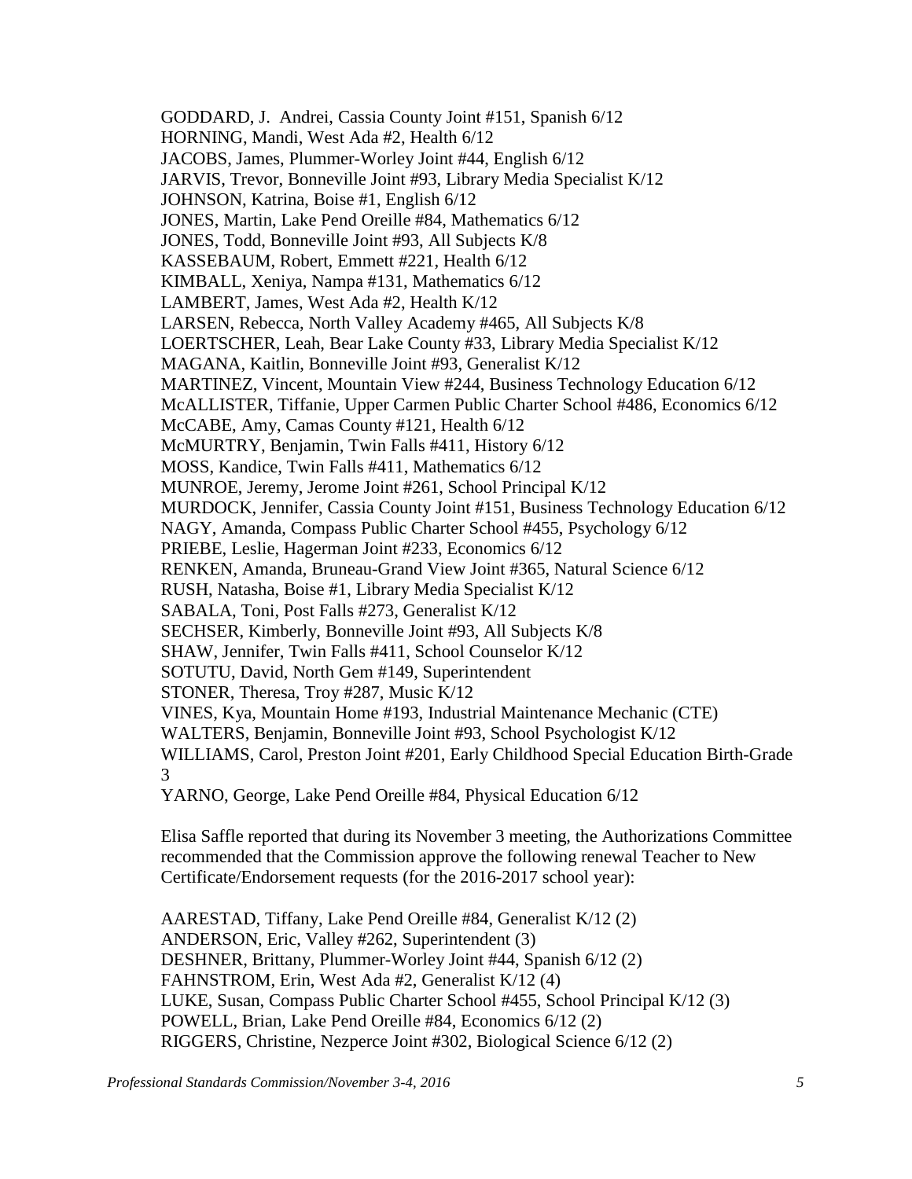GODDARD, J. Andrei, Cassia County Joint #151, Spanish 6/12  
HORNING, Mandi, West Ada #2, Health 6/12  
JACOBS, James, Plummer-Worley Joint #44, English 6/12  
JARVIS, Trevor, Bonneville Joint #93, Library Media Specialist K/12  
JOHNSON, Katrina, Boise #1, English 6/12  
JONES, Martin, Lake Pend Oreille #84, Mathematics 6/12  
JONES, Todd, Bonneville Joint #93, All Subjects K/8  
KASSEBAUM, Robert, Emmett #221, Health 6/12  
KIMBALL, Xeniya, Nampa #131, Mathematics 6/12  
LAMBERT, James, West Ada #2, Health K/12  
LARSEN, Rebecca, North Valley Academy #465, All Subjects K/8  
LOERTSCHER, Leah, Bear Lake County #33, Library Media Specialist K/12  
MAGANA, Kaitlin, Bonneville Joint #93, Generalist K/12  
MARTINEZ, Vincent, Mountain View #244, Business Technology Education 6/12  
McALLISTER, Tiffanie, Upper Carmen Public Charter School #486, Economics 6/12  
McCABE, Amy, Camas County #121, Health 6/12  
McMURTRY, Benjamin, Twin Falls #411, History 6/12  
MOSS, Kandice, Twin Falls #411, Mathematics 6/12  
MUNROE, Jeremy, Jerome Joint #261, School Principal K/12  
MURDOCK, Jennifer, Cassia County Joint #151, Business Technology Education 6/12  
NAGY, Amanda, Compass Public Charter School #455, Psychology 6/12  
PRIEBE, Leslie, Hagerman Joint #233, Economics 6/12  
RENKEN, Amanda, Bruneau-Grand View Joint #365, Natural Science 6/12  
RUSH, Natasha, Boise #1, Library Media Specialist K/12  
SABALA, Toni, Post Falls #273, Generalist K/12  
SECHSER, Kimberly, Bonneville Joint #93, All Subjects K/8  
SHAW, Jennifer, Twin Falls #411, School Counselor K/12  
SOTUTU, David, North Gem #149, Superintendent  
STONER, Theresa, Troy #287, Music K/12  
VINES, Kya, Mountain Home #193, Industrial Maintenance Mechanic (CTE)  
WALTERS, Benjamin, Bonneville Joint #93, School Psychologist K/12  
WILLIAMS, Carol, Preston Joint #201, Early Childhood Special Education Birth-Grade 3  
YARNO, George, Lake Pend Oreille #84, Physical Education 6/12

Elisa Saffle reported that during its November 3 meeting, the Authorizations Committee recommended that the Commission approve the following renewal Teacher to New Certificate/Endorsement requests (for the 2016-2017 school year):

AARESTAD, Tiffany, Lake Pend Oreille #84, Generalist K/12 (2)  
ANDERSON, Eric, Valley #262, Superintendent (3)  
DESHNER, Brittany, Plummer-Worley Joint #44, Spanish 6/12 (2)  
FAHNSTROM, Erin, West Ada #2, Generalist K/12 (4)  
LUKE, Susan, Compass Public Charter School #455, School Principal K/12 (3)  
POWELL, Brian, Lake Pend Oreille #84, Economics 6/12 (2)  
RIGGERS, Christine, Nezperce Joint #302, Biological Science 6/12 (2)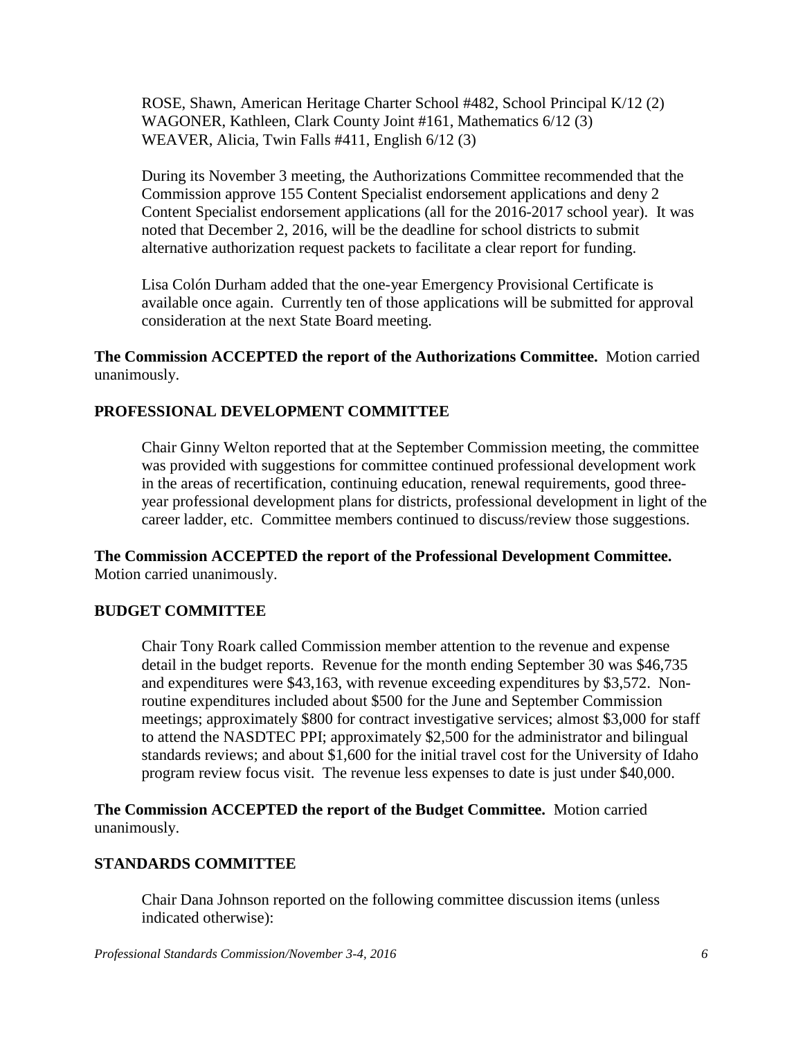ROSE, Shawn, American Heritage Charter School #482, School Principal K/12 (2)
WAGONER, Kathleen, Clark County Joint #161, Mathematics 6/12 (3)
WEAVER, Alicia, Twin Falls #411, English 6/12 (3)

During its November 3 meeting, the Authorizations Committee recommended that the Commission approve 155 Content Specialist endorsement applications and deny 2 Content Specialist endorsement applications (all for the 2016-2017 school year). It was noted that December 2, 2016, will be the deadline for school districts to submit alternative authorization request packets to facilitate a clear report for funding.

Lisa Colón Durham added that the one-year Emergency Provisional Certificate is available once again. Currently ten of those applications will be submitted for approval consideration at the next State Board meeting.

**The Commission ACCEPTED the report of the Authorizations Committee.** Motion carried unanimously.

## PROFESSIONAL DEVELOPMENT COMMITTEE

Chair Ginny Welton reported that at the September Commission meeting, the committee was provided with suggestions for committee continued professional development work in the areas of recertification, continuing education, renewal requirements, good three-year professional development plans for districts, professional development in light of the career ladder, etc. Committee members continued to discuss/review those suggestions.

**The Commission ACCEPTED the report of the Professional Development Committee.** Motion carried unanimously.

## BUDGET COMMITTEE

Chair Tony Roark called Commission member attention to the revenue and expense detail in the budget reports. Revenue for the month ending September 30 was $46,735 and expenditures were $43,163, with revenue exceeding expenditures by $3,572. Non-routine expenditures included about $500 for the June and September Commission meetings; approximately $800 for contract investigative services; almost $3,000 for staff to attend the NASDTEC PPI; approximately $2,500 for the administrator and bilingual standards reviews; and about $1,600 for the initial travel cost for the University of Idaho program review focus visit. The revenue less expenses to date is just under $40,000.

**The Commission ACCEPTED the report of the Budget Committee.** Motion carried unanimously.

## STANDARDS COMMITTEE

Chair Dana Johnson reported on the following committee discussion items (unless indicated otherwise):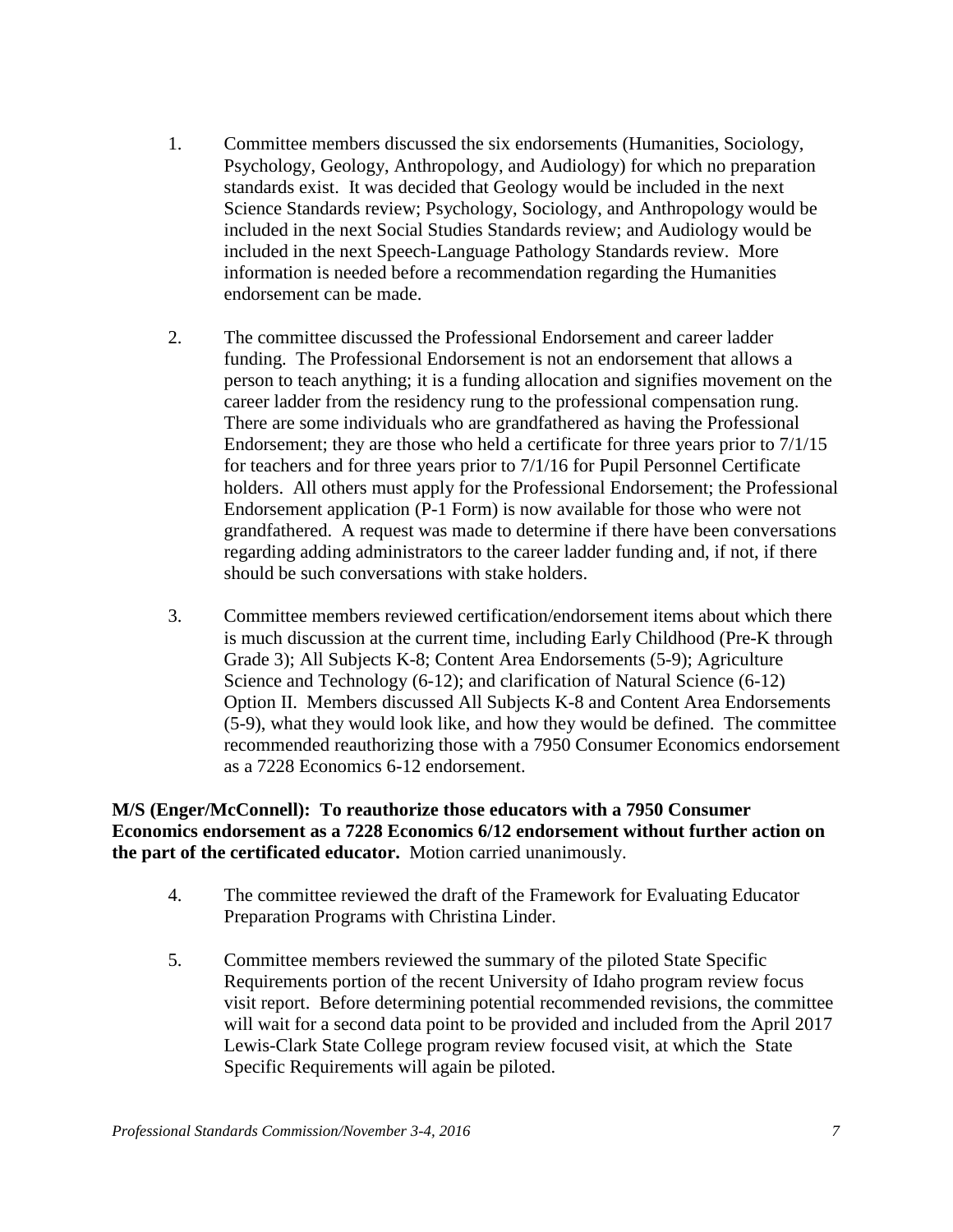1. Committee members discussed the six endorsements (Humanities, Sociology, Psychology, Geology, Anthropology, and Audiology) for which no preparation standards exist. It was decided that Geology would be included in the next Science Standards review; Psychology, Sociology, and Anthropology would be included in the next Social Studies Standards review; and Audiology would be included in the next Speech-Language Pathology Standards review. More information is needed before a recommendation regarding the Humanities endorsement can be made.

2. The committee discussed the Professional Endorsement and career ladder funding. The Professional Endorsement is not an endorsement that allows a person to teach anything; it is a funding allocation and signifies movement on the career ladder from the residency rung to the professional compensation rung. There are some individuals who are grandfathered as having the Professional Endorsement; they are those who held a certificate for three years prior to 7/1/15 for teachers and for three years prior to 7/1/16 for Pupil Personnel Certificate holders. All others must apply for the Professional Endorsement; the Professional Endorsement application (P-1 Form) is now available for those who were not grandfathered. A request was made to determine if there have been conversations regarding adding administrators to the career ladder funding and, if not, if there should be such conversations with stake holders.

3. Committee members reviewed certification/endorsement items about which there is much discussion at the current time, including Early Childhood (Pre-K through Grade 3); All Subjects K-8; Content Area Endorsements (5-9); Agriculture Science and Technology (6-12); and clarification of Natural Science (6-12) Option II. Members discussed All Subjects K-8 and Content Area Endorsements (5-9), what they would look like, and how they would be defined. The committee recommended reauthorizing those with a 7950 Consumer Economics endorsement as a 7228 Economics 6-12 endorsement.

**M/S (Enger/McConnell): To reauthorize those educators with a 7950 Consumer Economics endorsement as a 7228 Economics 6/12 endorsement without further action on the part of the certificated educator.** Motion carried unanimously.

4. The committee reviewed the draft of the Framework for Evaluating Educator Preparation Programs with Christina Linder.

5. Committee members reviewed the summary of the piloted State Specific Requirements portion of the recent University of Idaho program review focus visit report. Before determining potential recommended revisions, the committee will wait for a second data point to be provided and included from the April 2017 Lewis-Clark State College program review focused visit, at which the State Specific Requirements will again be piloted.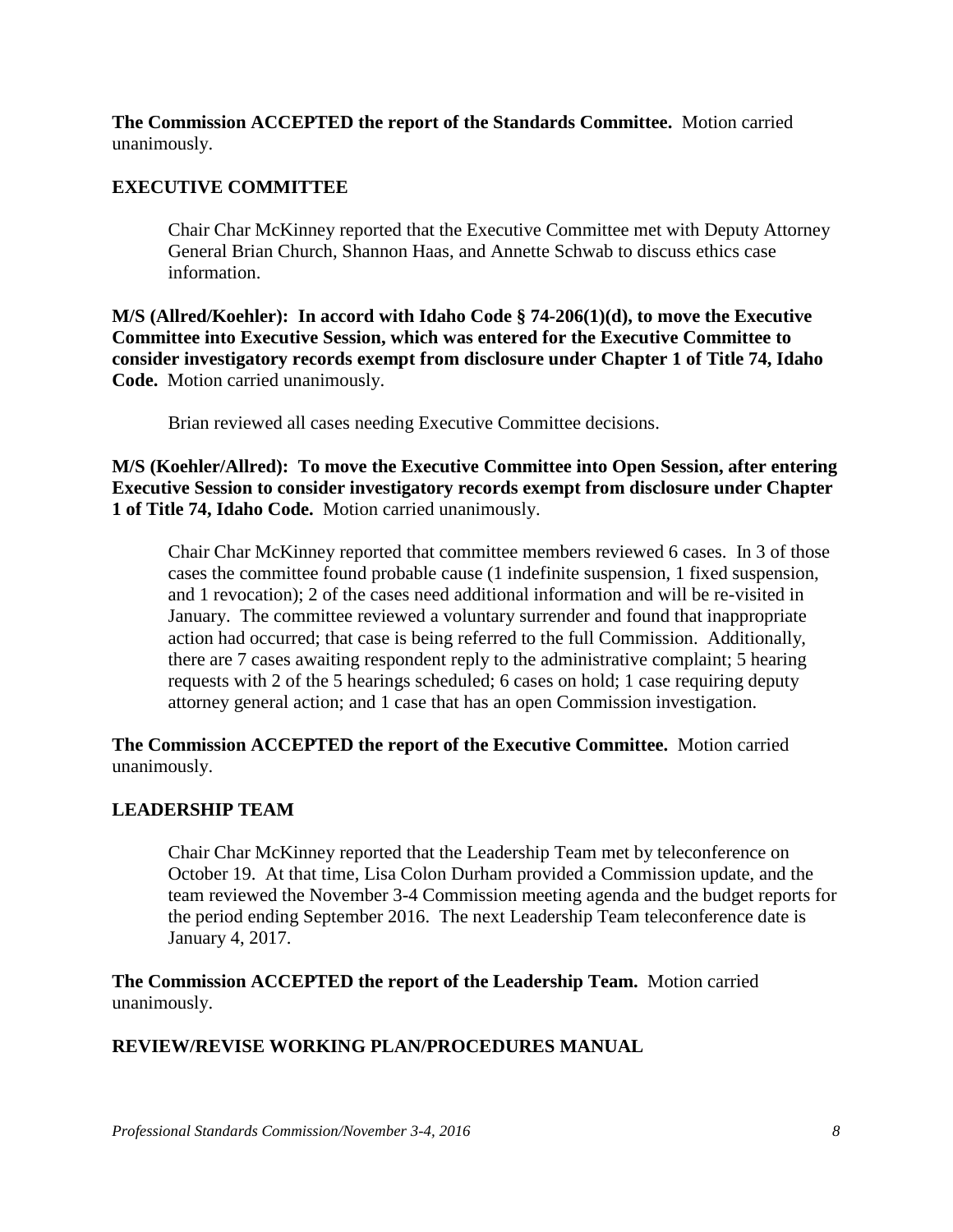**The Commission ACCEPTED the report of the Standards Committee.** Motion carried unanimously.

## EXECUTIVE COMMITTEE

Chair Char McKinney reported that the Executive Committee met with Deputy Attorney General Brian Church, Shannon Haas, and Annette Schwab to discuss ethics case information.

**M/S (Allred/Koehler): In accord with Idaho Code § 74-206(1)(d), to move the Executive Committee into Executive Session, which was entered for the Executive Committee to consider investigatory records exempt from disclosure under Chapter 1 of Title 74, Idaho Code.** Motion carried unanimously.

Brian reviewed all cases needing Executive Committee decisions.

**M/S (Koehler/Allred): To move the Executive Committee into Open Session, after entering Executive Session to consider investigatory records exempt from disclosure under Chapter 1 of Title 74, Idaho Code.** Motion carried unanimously.

Chair Char McKinney reported that committee members reviewed 6 cases. In 3 of those cases the committee found probable cause (1 indefinite suspension, 1 fixed suspension, and 1 revocation); 2 of the cases need additional information and will be re-visited in January. The committee reviewed a voluntary surrender and found that inappropriate action had occurred; that case is being referred to the full Commission. Additionally, there are 7 cases awaiting respondent reply to the administrative complaint; 5 hearing requests with 2 of the 5 hearings scheduled; 6 cases on hold; 1 case requiring deputy attorney general action; and 1 case that has an open Commission investigation.

**The Commission ACCEPTED the report of the Executive Committee.** Motion carried unanimously.

## LEADERSHIP TEAM

Chair Char McKinney reported that the Leadership Team met by teleconference on October 19. At that time, Lisa Colon Durham provided a Commission update, and the team reviewed the November 3-4 Commission meeting agenda and the budget reports for the period ending September 2016. The next Leadership Team teleconference date is January 4, 2017.

**The Commission ACCEPTED the report of the Leadership Team.** Motion carried unanimously.

## REVIEW/REVISE WORKING PLAN/PROCEDURES MANUAL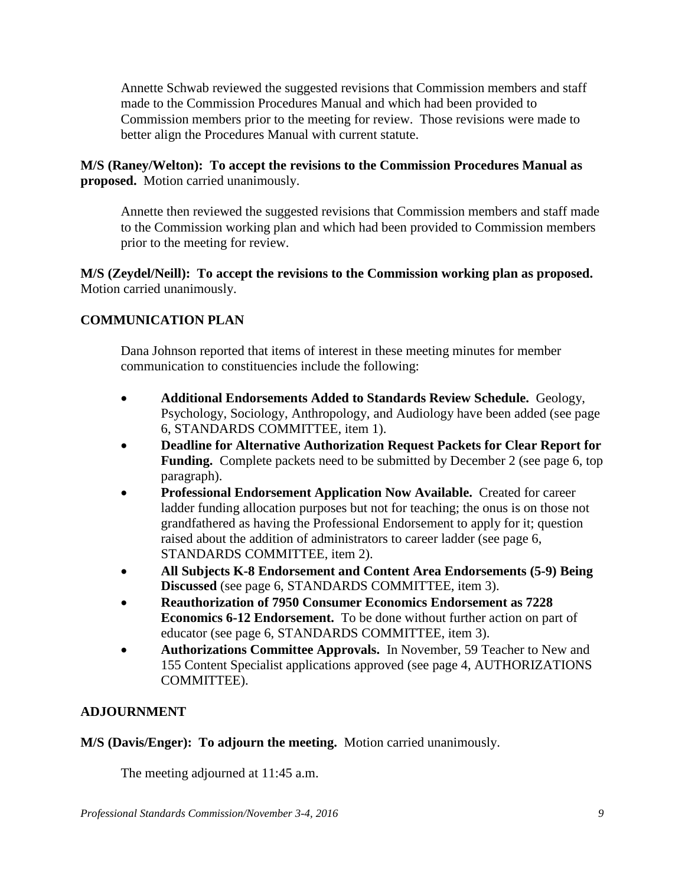Annette Schwab reviewed the suggested revisions that Commission members and staff made to the Commission Procedures Manual and which had been provided to Commission members prior to the meeting for review. Those revisions were made to better align the Procedures Manual with current statute.

**M/S (Raney/Welton): To accept the revisions to the Commission Procedures Manual as proposed.** Motion carried unanimously.

Annette then reviewed the suggested revisions that Commission members and staff made to the Commission working plan and which had been provided to Commission members prior to the meeting for review.

**M/S (Zeydel/Neill): To accept the revisions to the Commission working plan as proposed.** Motion carried unanimously.

## COMMUNICATION PLAN

Dana Johnson reported that items of interest in these meeting minutes for member communication to constituencies include the following:

- **Additional Endorsements Added to Standards Review Schedule.** Geology, Psychology, Sociology, Anthropology, and Audiology have been added (see page 6, STANDARDS COMMITTEE, item 1).
- **Deadline for Alternative Authorization Request Packets for Clear Report for Funding.** Complete packets need to be submitted by December 2 (see page 6, top paragraph).
- **Professional Endorsement Application Now Available.** Created for career ladder funding allocation purposes but not for teaching; the onus is on those not grandfathered as having the Professional Endorsement to apply for it; question raised about the addition of administrators to career ladder (see page 6, STANDARDS COMMITTEE, item 2).
- **All Subjects K-8 Endorsement and Content Area Endorsements (5-9) Being Discussed** (see page 6, STANDARDS COMMITTEE, item 3).
- **Reauthorization of 7950 Consumer Economics Endorsement as 7228 Economics 6-12 Endorsement.** To be done without further action on part of educator (see page 6, STANDARDS COMMITTEE, item 3).
- **Authorizations Committee Approvals.** In November, 59 Teacher to New and 155 Content Specialist applications approved (see page 4, AUTHORIZATIONS COMMITTEE).

## ADJOURNMENT

**M/S (Davis/Enger): To adjourn the meeting.** Motion carried unanimously.

The meeting adjourned at 11:45 a.m.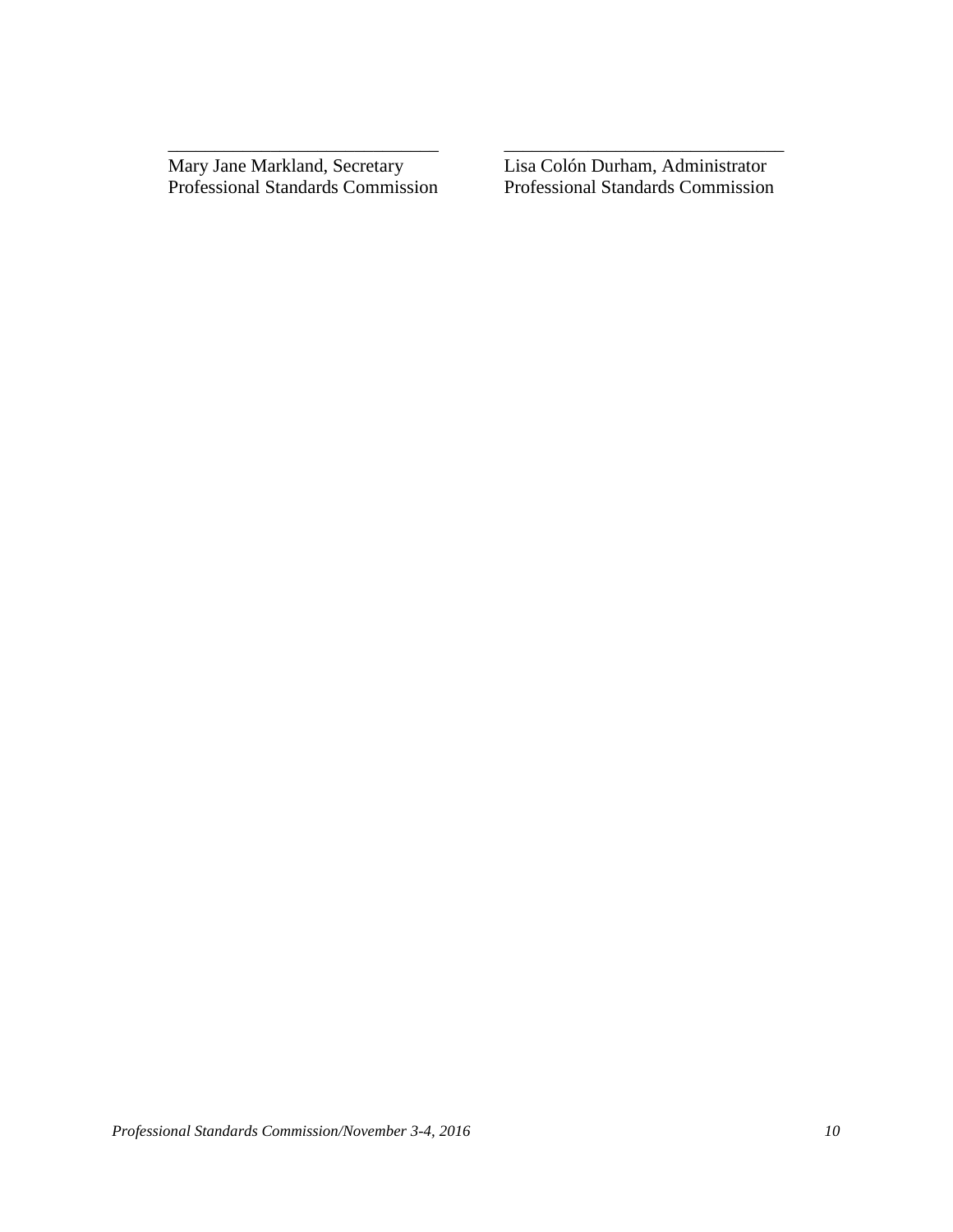| | |
|---|---|
| \_\_\_\_\_\_\_\_\_\_\_\_\_\_\_\_\_\_\_\_\_\_\_\_\_\_\_\_\_ | \_\_\_\_\_\_\_\_\_\_\_\_\_\_\_\_\_\_\_\_\_\_\_\_\_\_\_\_\_\_ |
| Mary Jane Markland, Secretary | Lisa Colón Durham, Administrator |
| Professional Standards Commission | Professional Standards Commission |